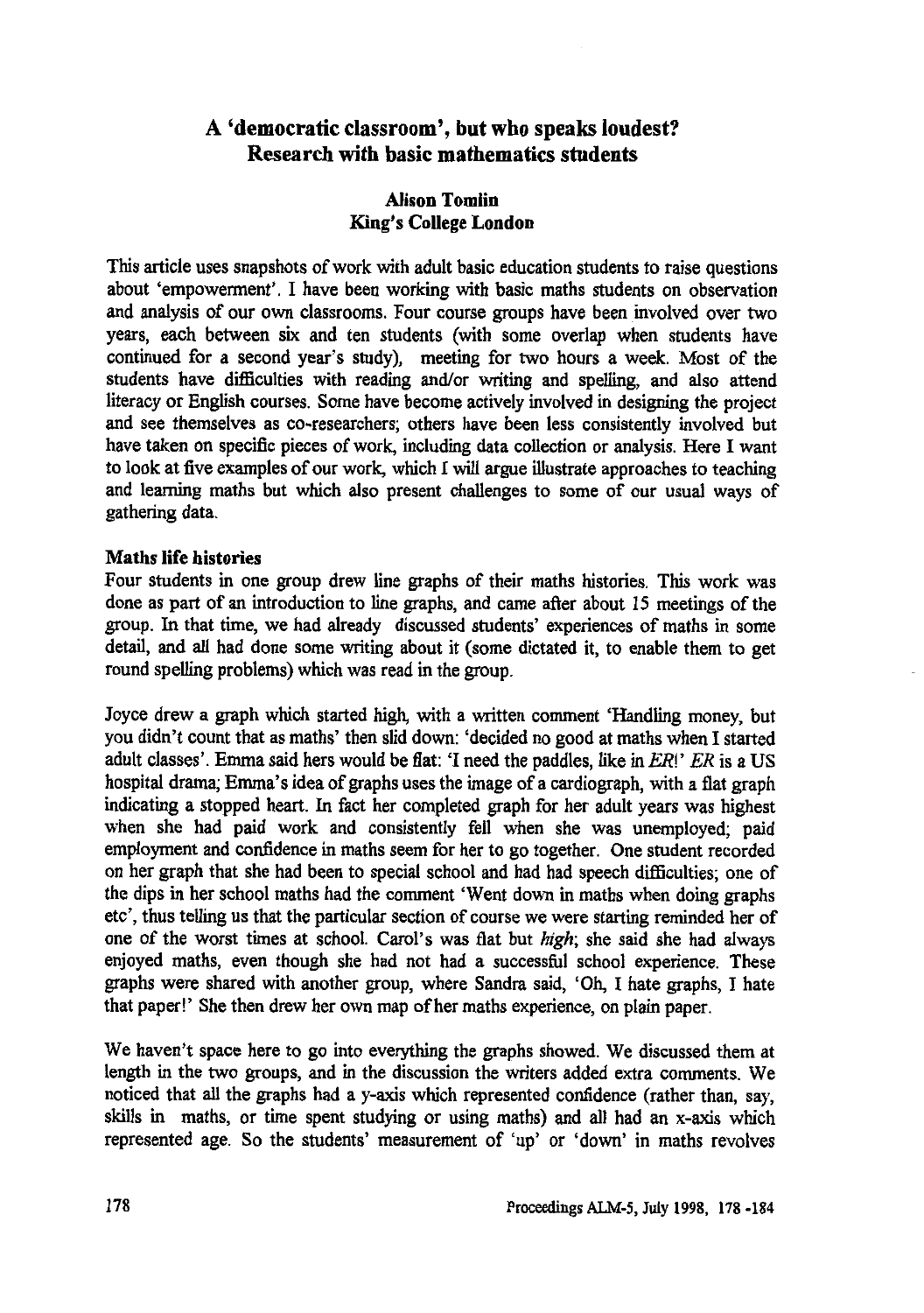# A 'democratic classroom', but who speaks loudest? Research with basic mathematics students

**Alison Tomlin**
**King's College London**

This article uses snapshots of work with adult basic education students to raise questions about 'empowerment'. I have been working with basic maths students on observation and analysis of our own classrooms. Four course groups have been involved over two years, each between six and ten students (with some overlap when students have continued for a second year's study), meeting for two hours a week. Most of the students have difficulties with reading and/or writing and spelling, and also attend literacy or English courses. Some have become actively involved in designing the project and see themselves as co-researchers; others have been less consistently involved but have taken on specific pieces of work, including data collection or analysis. Here I want to look at five examples of our work, which I will argue illustrate approaches to teaching and learning maths but which also present challenges to some of our usual ways of gathering data.

## Maths life histories

Four students in one group drew line graphs of their maths histories. This work was done as part of an introduction to line graphs, and came after about 15 meetings of the group. In that time, we had already discussed students' experiences of maths in some detail, and all had done some writing about it (some dictated it, to enable them to get round spelling problems) which was read in the group.

Joyce drew a graph which started high, with a written comment 'Handling money, but you didn't count that as maths' then slid down: 'decided no good at maths when I started adult classes'. Emma said hers would be flat: 'I need the paddles, like in *ER*!' *ER* is a US hospital drama; Emma's idea of graphs uses the image of a cardiograph, with a flat graph indicating a stopped heart. In fact her completed graph for her adult years was highest when she had paid work and consistently fell when she was unemployed; paid employment and confidence in maths seem for her to go together. One student recorded on her graph that she had been to special school and had had speech difficulties; one of the dips in her school maths had the comment 'Went down in maths when doing graphs etc', thus telling us that the particular section of course we were starting reminded her of one of the worst times at school. Carol's was flat but *high*; she said she had always enjoyed maths, even though she had not had a successful school experience. These graphs were shared with another group, where Sandra said, 'Oh, I hate graphs, I hate that paper!' She then drew her own map of her maths experience, on plain paper.

We haven't space here to go into everything the graphs showed. We discussed them at length in the two groups, and in the discussion the writers added extra comments. We noticed that all the graphs had a y-axis which represented confidence (rather than, say, skills in maths, or time spent studying or using maths) and all had an x-axis which represented age. So the students' measurement of 'up' or 'down' in maths revolves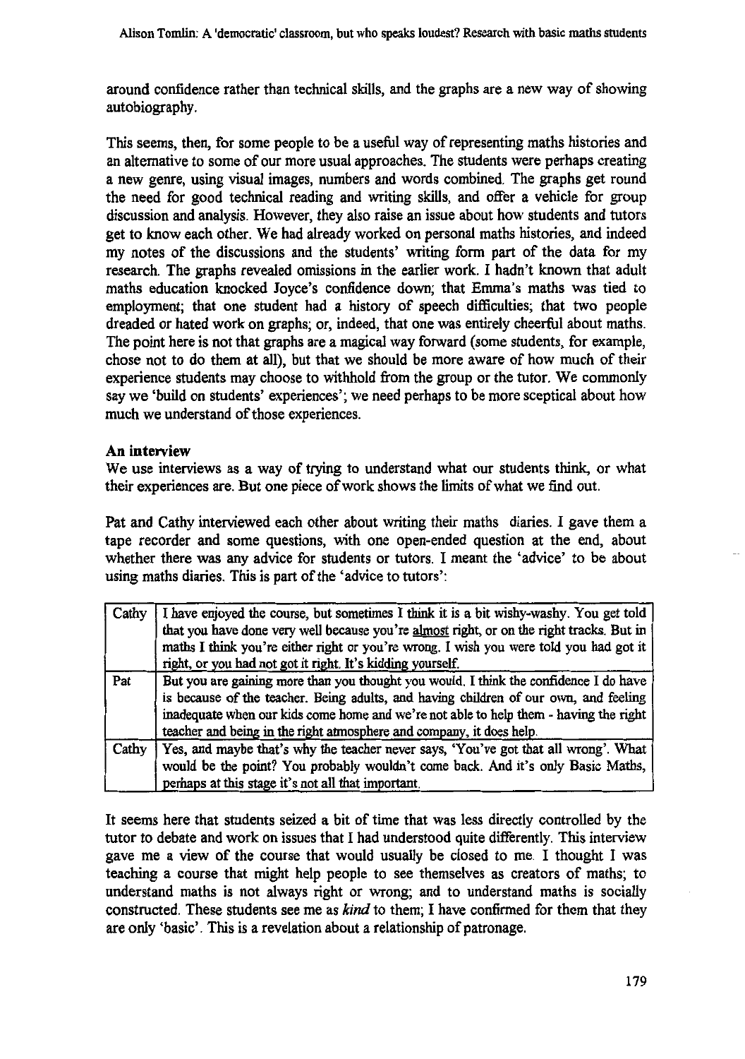around confidence rather than technical skills, and the graphs are a new way of showing autobiography.

This seems, then, for some people to be a useful way of representing maths histories and an alternative to some of our more usual approaches. The students were perhaps creating a new genre, using visual images, numbers and words combined. The graphs get round the need for good technical reading and writing skills, and offer a vehicle for group discussion and analysis. However, they also raise an issue about how students and tutors get to know each other. We had already worked on personal maths histories, and indeed my notes of the discussions and the students' writing form part of the data for my research. The graphs revealed omissions in the earlier work. I hadn't known that adult maths education knocked Joyce's confidence down; that Emma's maths was tied to employment; that one student had a history of speech difficulties; that two people dreaded or hated work on graphs; or, indeed, that one was entirely cheerful about maths. The point here is not that graphs are a magical way forward (some students, for example, chose not to do them at all), but that we should be more aware of how much of their experience students may choose to withhold from the group or the tutor. We commonly say we 'build on students' experiences'; we need perhaps to be more sceptical about how much we understand of those experiences.

**An interview**

We use interviews as a way of trying to understand what our students think, or what their experiences are. But one piece of work shows the limits of what we find out.

Pat and Cathy interviewed each other about writing their maths diaries. I gave them a tape recorder and some questions, with one open-ended question at the end, about whether there was any advice for students or tutors. I meant the 'advice' to be about using maths diaries. This is part of the 'advice to tutors':

| | |
|---|---|
| Cathy | I have enjoyed the course, but sometimes I think it is a bit wishy-washy. You get told that you have done very well because you're <u>almost</u> right, or on the right tracks. But in maths I think you're either right or you're wrong. I wish you were told you had got it right, or you had not got it right. It's kidding yourself. |
| Pat | But you are gaining more than you thought you would. I think the confidence I do have is because of the teacher. Being adults, and having children of our own, and feeling inadequate when our kids come home and we're not able to help them - having the right teacher and being in the right atmosphere and company, it does help. |
| Cathy | Yes, and maybe that's why the teacher never says, 'You've got that all wrong'. What would be the point? You probably wouldn't come back. And it's only Basic Maths, perhaps at this stage it's not all that important. |

It seems here that students seized a bit of time that was less directly controlled by the tutor to debate and work on issues that I had understood quite differently. This interview gave me a view of the course that would usually be closed to me. I thought I was teaching a course that might help people to see themselves as creators of maths; to understand maths is not always right or wrong; and to understand maths is socially constructed. These students see me as *kind* to them; I have confirmed for them that they are only 'basic'. This is a revelation about a relationship of patronage.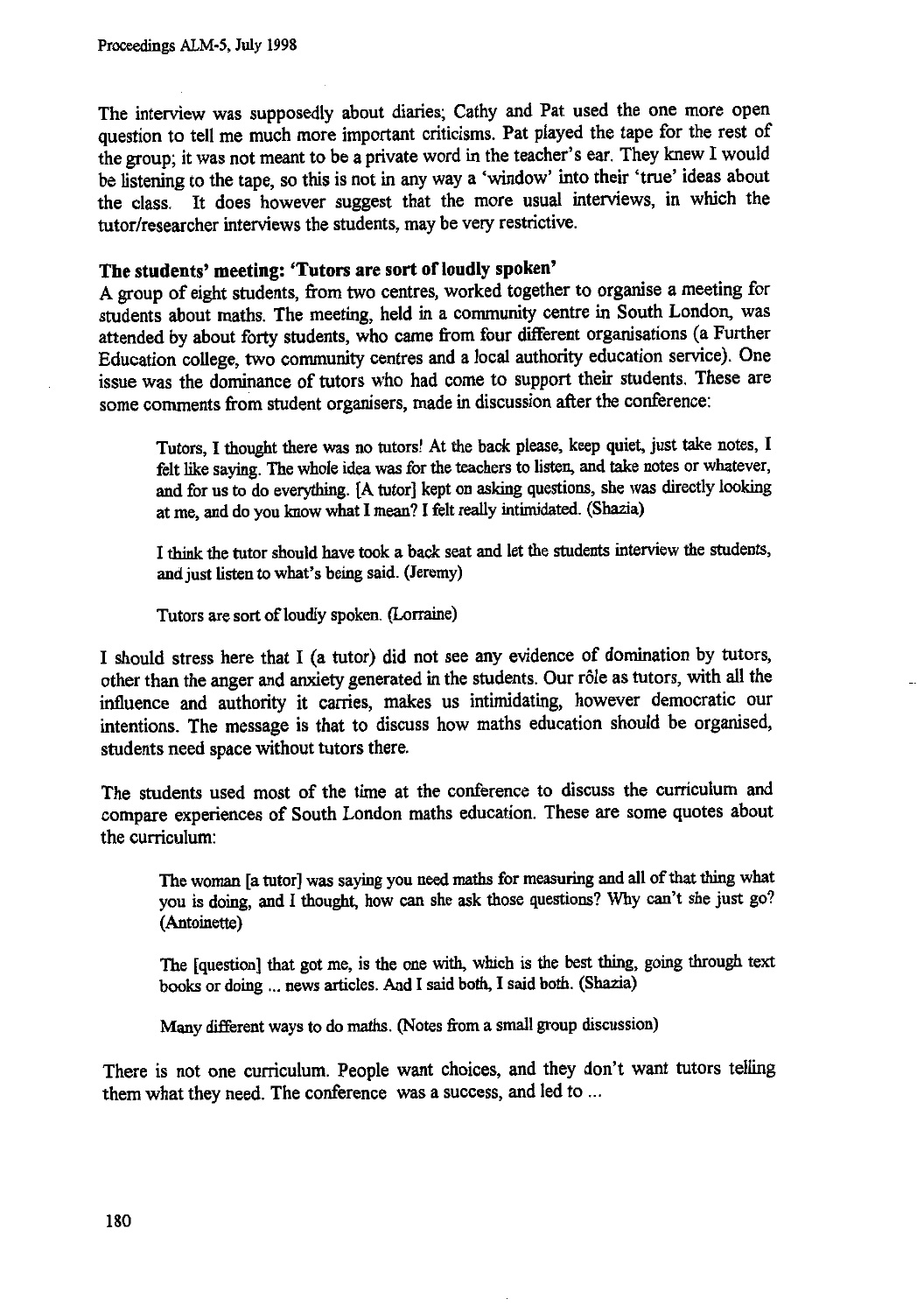The interview was supposedly about diaries; Cathy and Pat used the one more open question to tell me much more important criticisms. Pat played the tape for the rest of the group; it was not meant to be a private word in the teacher's ear. They knew I would be listening to the tape, so this is not in any way a 'window' into their 'true' ideas about the class. It does however suggest that the more usual interviews, in which the tutor/researcher interviews the students, may be very restrictive.

### The students' meeting: 'Tutors are sort of loudly spoken'

A group of eight students, from two centres, worked together to organise a meeting for students about maths. The meeting, held in a community centre in South London, was attended by about forty students, who came from four different organisations (a Further Education college, two community centres and a local authority education service). One issue was the dominance of tutors who had come to support their students. These are some comments from student organisers, made in discussion after the conference:

> Tutors, I thought there was no tutors! At the back please, keep quiet, just take notes, I felt like saying. The whole idea was for the teachers to listen, and take notes or whatever, and for us to do everything. [A tutor] kept on asking questions, she was directly looking at me, and do you know what I mean? I felt really intimidated. (Shazia)

> I think the tutor should have took a back seat and let the students interview the students, and just listen to what's being said. (Jeremy)

> Tutors are sort of loudly spoken. (Lorraine)

I should stress here that I (a tutor) did not see any evidence of domination by tutors, other than the anger and anxiety generated in the students. Our rôle as tutors, with all the influence and authority it carries, makes us intimidating, however democratic our intentions. The message is that to discuss how maths education should be organised, students need space without tutors there.

The students used most of the time at the conference to discuss the curriculum and compare experiences of South London maths education. These are some quotes about the curriculum:

> The woman [a tutor] was saying you need maths for measuring and all of that thing what you is doing, and I thought, how can she ask those questions? Why can't she just go? (Antoinette)

> The [question] that got me, is the one with, which is the best thing, going through text books or doing ... news articles. And I said both, I said both. (Shazia)

> Many different ways to do maths. (Notes from a small group discussion)

There is not one curriculum. People want choices, and they don't want tutors telling them what they need. The conference was a success, and led to ...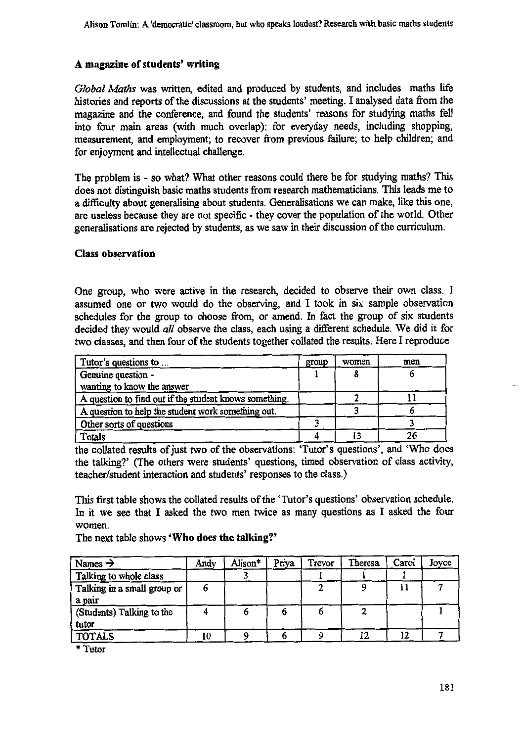## A magazine of students' writing

*Global Maths* was written, edited and produced by students, and includes maths life histories and reports of the discussions at the students' meeting. I analysed data from the magazine and the conference, and found the students' reasons for studying maths fell into four main areas (with much overlap): for everyday needs, including shopping, measurement, and employment; to recover from previous failure; to help children; and for enjoyment and intellectual challenge.

The problem is - so what? What other reasons could there be for studying maths? This does not distinguish basic maths students from research mathematicians. This leads me to a difficulty about generalising about students. Generalisations we can make, like this one, are useless because they are not specific - they cover the population of the world. Other generalisations are rejected by students, as we saw in their discussion of the curriculum.

## Class observation

One group, who were active in the research, decided to observe their own class. I assumed one or two would do the observing, and I took in six sample observation schedules for the group to choose from, or amend. In fact the group of six students decided they would *all* observe the class, each using a different schedule. We did it for two classes, and then four of the students together collated the results. Here I reproduce the collated results of just two of the observations: 'Tutor's questions', and 'Who does the talking?' (The others were students' questions, timed observation of class activity, teacher/student interaction and students' responses to the class.)

| Tutor's questions to ... | group | women | men |
|---|---|---|---|
| Genuine question - wanting to know the answer | 1 | 8 | 6 |
| A question to find out if the student knows something. | | 2 | 11 |
| A question to help the student work something out. | | 3 | 6 |
| Other sorts of questions | 3 | | 3 |
| Totals | 4 | 13 | 26 |

This first table shows the collated results of the 'Tutor's questions' observation schedule. In it we see that I asked the two men twice as many questions as I asked the four women.

The next table shows **'Who does the talking?'**

| Names → | Andy | Alison* | Priya | Trevor | Theresa | Carol | Joyce |
|---|---|---|---|---|---|---|---|
| Talking to whole class | | 3 | | 1 | 1 | 1 | |
| Talking in a small group or a pair | 6 | | | 2 | 9 | 11 | 7 |
| (Students) Talking to the tutor | 4 | 6 | 6 | 6 | 2 | | 1 |
| TOTALS | 10 | 9 | 6 | 9 | 12 | 12 | 7 |

\* Tutor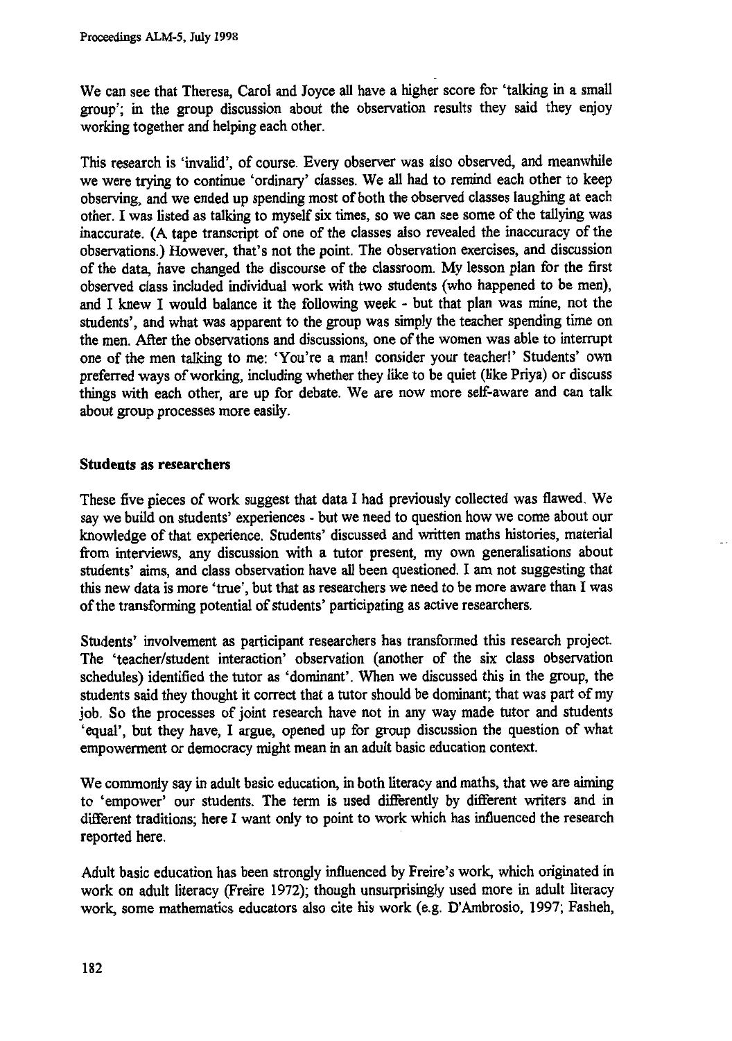We can see that Theresa, Carol and Joyce all have a higher score for 'talking in a small group'; in the group discussion about the observation results they said they enjoy working together and helping each other.

This research is 'invalid', of course. Every observer was also observed, and meanwhile we were trying to continue 'ordinary' classes. We all had to remind each other to keep observing, and we ended up spending most of both the observed classes laughing at each other. I was listed as talking to myself six times, so we can see some of the tallying was inaccurate. (A tape transcript of one of the classes also revealed the inaccuracy of the observations.) However, that's not the point. The observation exercises, and discussion of the data, have changed the discourse of the classroom. My lesson plan for the first observed class included individual work with two students (who happened to be men), and I knew I would balance it the following week - but that plan was mine, not the students', and what was apparent to the group was simply the teacher spending time on the men. After the observations and discussions, one of the women was able to interrupt one of the men talking to me: 'You're a man! consider your teacher!' Students' own preferred ways of working, including whether they like to be quiet (like Priya) or discuss things with each other, are up for debate. We are now more self-aware and can talk about group processes more easily.

## Students as researchers

These five pieces of work suggest that data I had previously collected was flawed. We say we build on students' experiences - but we need to question how we come about our knowledge of that experience. Students' discussed and written maths histories, material from interviews, any discussion with a tutor present, my own generalisations about students' aims, and class observation have all been questioned. I am not suggesting that this new data is more 'true', but that as researchers we need to be more aware than I was of the transforming potential of students' participating as active researchers.

Students' involvement as participant researchers has transformed this research project. The 'teacher/student interaction' observation (another of the six class observation schedules) identified the tutor as 'dominant'. When we discussed this in the group, the students said they thought it correct that a tutor should be dominant; that was part of my job. So the processes of joint research have not in any way made tutor and students 'equal', but they have, I argue, opened up for group discussion the question of what empowerment or democracy might mean in an adult basic education context.

We commonly say in adult basic education, in both literacy and maths, that we are aiming to 'empower' our students. The term is used differently by different writers and in different traditions; here I want only to point to work which has influenced the research reported here.

Adult basic education has been strongly influenced by Freire's work, which originated in work on adult literacy (Freire 1972); though unsurprisingly used more in adult literacy work, some mathematics educators also cite his work (e.g. D'Ambrosio, 1997; Fasheh,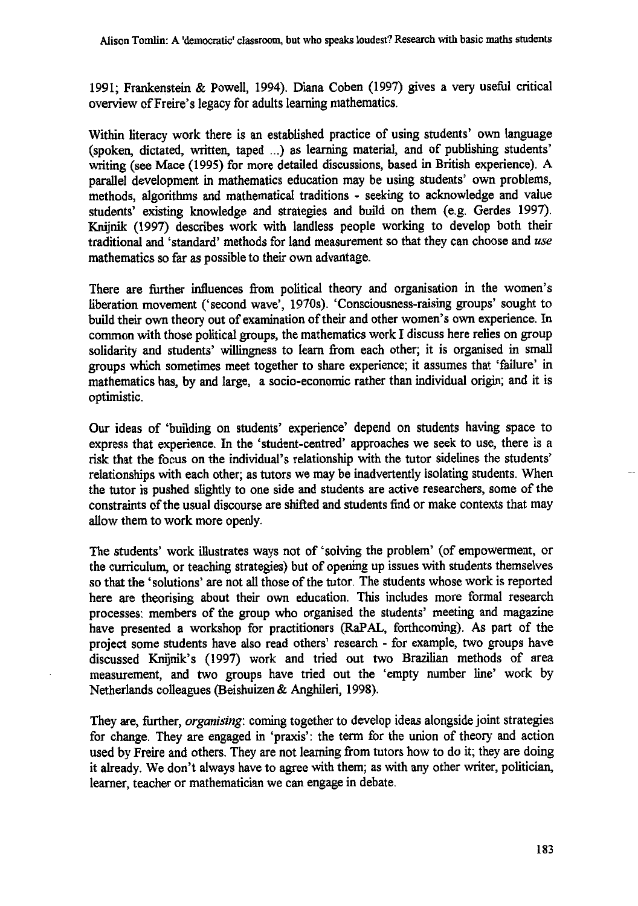1991; Frankenstein & Powell, 1994). Diana Coben (1997) gives a very useful critical overview of Freire's legacy for adults learning mathematics.

Within literacy work there is an established practice of using students' own language (spoken, dictated, written, taped ...) as learning material, and of publishing students' writing (see Mace (1995) for more detailed discussions, based in British experience). A parallel development in mathematics education may be using students' own problems, methods, algorithms and mathematical traditions - seeking to acknowledge and value students' existing knowledge and strategies and build on them (e.g. Gerdes 1997). Knijnik (1997) describes work with landless people working to develop both their traditional and 'standard' methods for land measurement so that they can choose and *use* mathematics so far as possible to their own advantage.

There are further influences from political theory and organisation in the women's liberation movement ('second wave', 1970s). 'Consciousness-raising groups' sought to build their own theory out of examination of their and other women's own experience. In common with those political groups, the mathematics work I discuss here relies on group solidarity and students' willingness to learn from each other; it is organised in small groups which sometimes meet together to share experience; it assumes that 'failure' in mathematics has, by and large, a socio-economic rather than individual origin; and it is optimistic.

Our ideas of 'building on students' experience' depend on students having space to express that experience. In the 'student-centred' approaches we seek to use, there is a risk that the focus on the individual's relationship with the tutor sidelines the students' relationships with each other; as tutors we may be inadvertently isolating students. When the tutor is pushed slightly to one side and students are active researchers, some of the constraints of the usual discourse are shifted and students find or make contexts that may allow them to work more openly.

The students' work illustrates ways not of 'solving the problem' (of empowerment, or the curriculum, or teaching strategies) but of opening up issues with students themselves so that the 'solutions' are not all those of the tutor. The students whose work is reported here are theorising about their own education. This includes more formal research processes: members of the group who organised the students' meeting and magazine have presented a workshop for practitioners (RaPAL, forthcoming). As part of the project some students have also read others' research - for example, two groups have discussed Knijnik's (1997) work and tried out two Brazilian methods of area measurement, and two groups have tried out the 'empty number line' work by Netherlands colleagues (Beishuizen & Anghileri, 1998).

They are, further, *organising*: coming together to develop ideas alongside joint strategies for change. They are engaged in 'praxis': the term for the union of theory and action used by Freire and others. They are not learning from tutors how to do it; they are doing it already. We don't always have to agree with them; as with any other writer, politician, learner, teacher or mathematician we can engage in debate.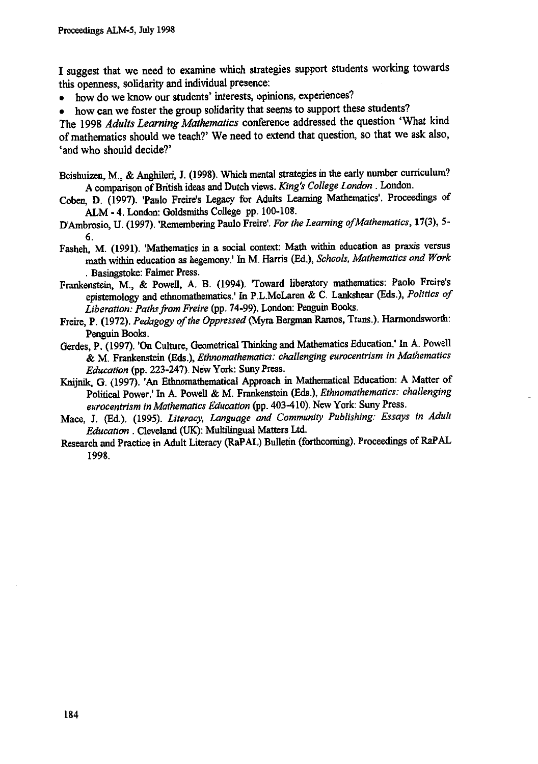I suggest that we need to examine which strategies support students working towards this openness, solidarity and individual presence:

- how do we know our students' interests, opinions, experiences?
- how can we foster the group solidarity that seems to support these students?

The 1998 *Adults Learning Mathematics* conference addressed the question 'What kind of mathematics should we teach?' We need to extend that question, so that we ask also, 'and who should decide?'

Beishuizen, M., & Anghileri, J. (1998). Which mental strategies in the early number curriculum? A comparison of British ideas and Dutch views. *King's College London* . London.

Coben, D. (1997). 'Paulo Freire's Legacy for Adults Learning Mathematics'. Proceedings of ALM - 4. London: Goldsmiths College pp. 100-108.

D'Ambrosio, U. (1997). 'Remembering Paulo Freire'. *For the Learning of Mathematics*, 17(3), 5-6.

Fasheh, M. (1991). 'Mathematics in a social context: Math within education as praxis versus math within education as hegemony.' In M. Harris (Ed.), *Schools, Mathematics and Work* . Basingstoke: Falmer Press.

Frankenstein, M., & Powell, A. B. (1994). 'Toward liberatory mathematics: Paolo Freire's epistemology and ethnomathematics.' In P.L.McLaren & C. Lankshear (Eds.), *Politics of Liberation: Paths from Freire* (pp. 74-99). London: Penguin Books.

Freire, P. (1972). *Pedagogy of the Oppressed* (Myra Bergman Ramos, Trans.). Harmondsworth: Penguin Books.

Gerdes, P. (1997). 'On Culture, Geometrical Thinking and Mathematics Education.' In A. Powell & M. Frankenstein (Eds.), *Ethnomathematics: challenging eurocentrism in Mathematics Education* (pp. 223-247). New York: Suny Press.

Knijnik, G. (1997). 'An Ethnomathematical Approach in Mathematical Education: A Matter of Political Power.' In A. Powell & M. Frankenstein (Eds.), *Ethnomathematics: challenging eurocentrism in Mathematics Education* (pp. 403-410). New York: Suny Press.

Mace, J. (Ed.). (1995). *Literacy, Language and Community Publishing: Essays in Adult Education* . Cleveland (UK): Multilingual Matters Ltd.

Research and Practice in Adult Literacy (RaPAL) Bulletin (forthcoming). Proceedings of RaPAL 1998.